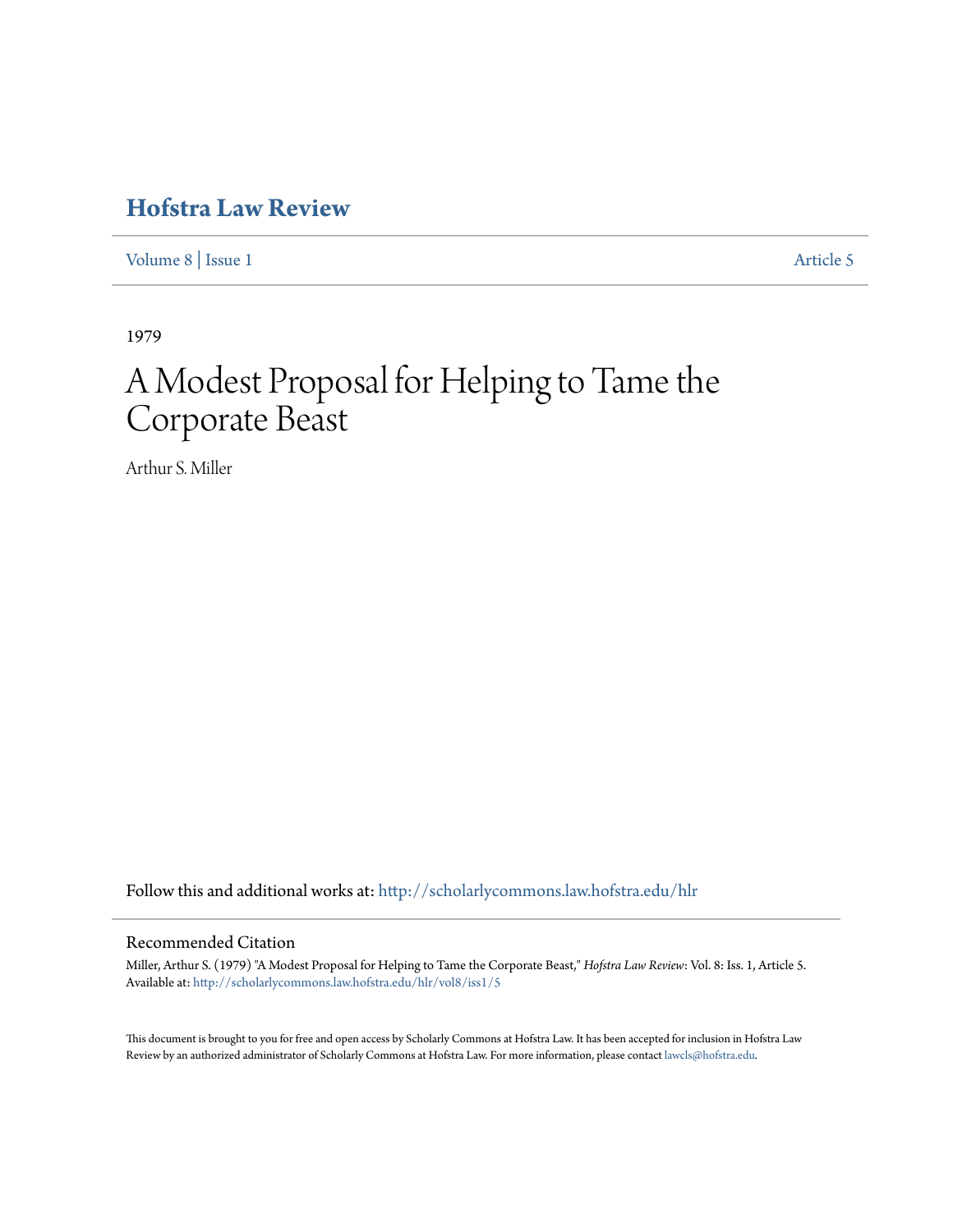# Hofstra Law Review

Volume 8 | Issue 1 Article 5

1979

# A Modest Proposal for Helping to Tame the Corporate Beast

Arthur S. Miller

Follow this and additional works at: http://scholarlycommons.law.hofstra.edu/hlr

## Recommended Citation

Miller, Arthur S. (1979) "A Modest Proposal for Helping to Tame the Corporate Beast," *Hofstra Law Review*: Vol. 8: Iss. 1, Article 5. Available at: http://scholarlycommons.law.hofstra.edu/hlr/vol8/iss1/5

This document is brought to you for free and open access by Scholarly Commons at Hofstra Law. It has been accepted for inclusion in Hofstra Law Review by an authorized administrator of Scholarly Commons at Hofstra Law. For more information, please contact lawcls@hofstra.edu.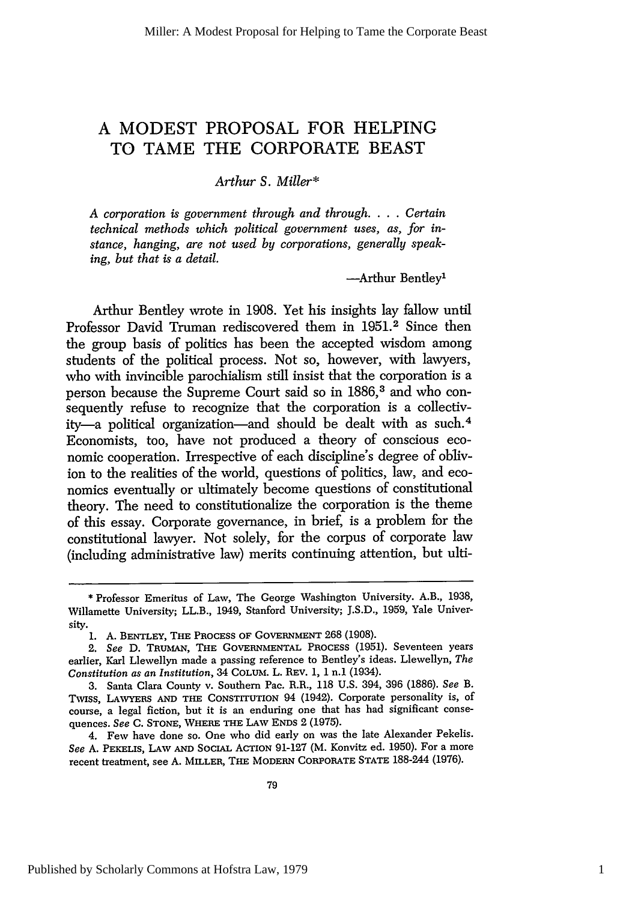# A MODEST PROPOSAL FOR HELPING TO TAME THE CORPORATE BEAST

*Arthur S. Miller\**

> *A corporation is government through and through. . . . Certain technical methods which political government uses, as, for instance, hanging, are not used by corporations, generally speaking, but that is a detail.*
>
> —Arthur Bentley[1]

Arthur Bentley wrote in 1908. Yet his insights lay fallow until Professor David Truman rediscovered them in 1951.[2] Since then the group basis of politics has been the accepted wisdom among students of the political process. Not so, however, with lawyers, who with invincible parochialism still insist that the corporation is a person because the Supreme Court said so in 1886,[3] and who consequently refuse to recognize that the corporation is a collectivity—a political organization—and should be dealt with as such.[4] Economists, too, have not produced a theory of conscious economic cooperation. Irrespective of each discipline's degree of oblivion to the realities of the world, questions of politics, law, and economics eventually or ultimately become questions of constitutional theory. The need to constitutionalize the corporation is the theme of this essay. Corporate governance, in brief, is a problem for the constitutional lawyer. Not solely, for the corpus of corporate law (including administrative law) merits continuing attention, but ulti-

---

\* Professor Emeritus of Law, The George Washington University. A.B., 1938, Willamette University; LL.B., 1949, Stanford University; J.S.D., 1959, Yale University.

1. A. BENTLEY, THE PROCESS OF GOVERNMENT 268 (1908).

2. *See* D. TRUMAN, THE GOVERNMENTAL PROCESS (1951). Seventeen years earlier, Karl Llewellyn made a passing reference to Bentley's ideas. Llewellyn, *The Constitution as an Institution*, 34 COLUM. L. REV. 1, 1 n.1 (1934).

3. Santa Clara County v. Southern Pac. R.R., 118 U.S. 394, 396 (1886). *See* B. TWISS, LAWYERS AND THE CONSTITUTION 94 (1942). Corporate personality is, of course, a legal fiction, but it is an enduring one that has had significant consequences. *See* C. STONE, WHERE THE LAW ENDS 2 (1975).

4. Few have done so. One who did early on was the late Alexander Pekelis. *See* A. PEKELIS, LAW AND SOCIAL ACTION 91-127 (M. Konvitz ed. 1950). For a more recent treatment, see A. MILLER, THE MODERN CORPORATE STATE 188-244 (1976).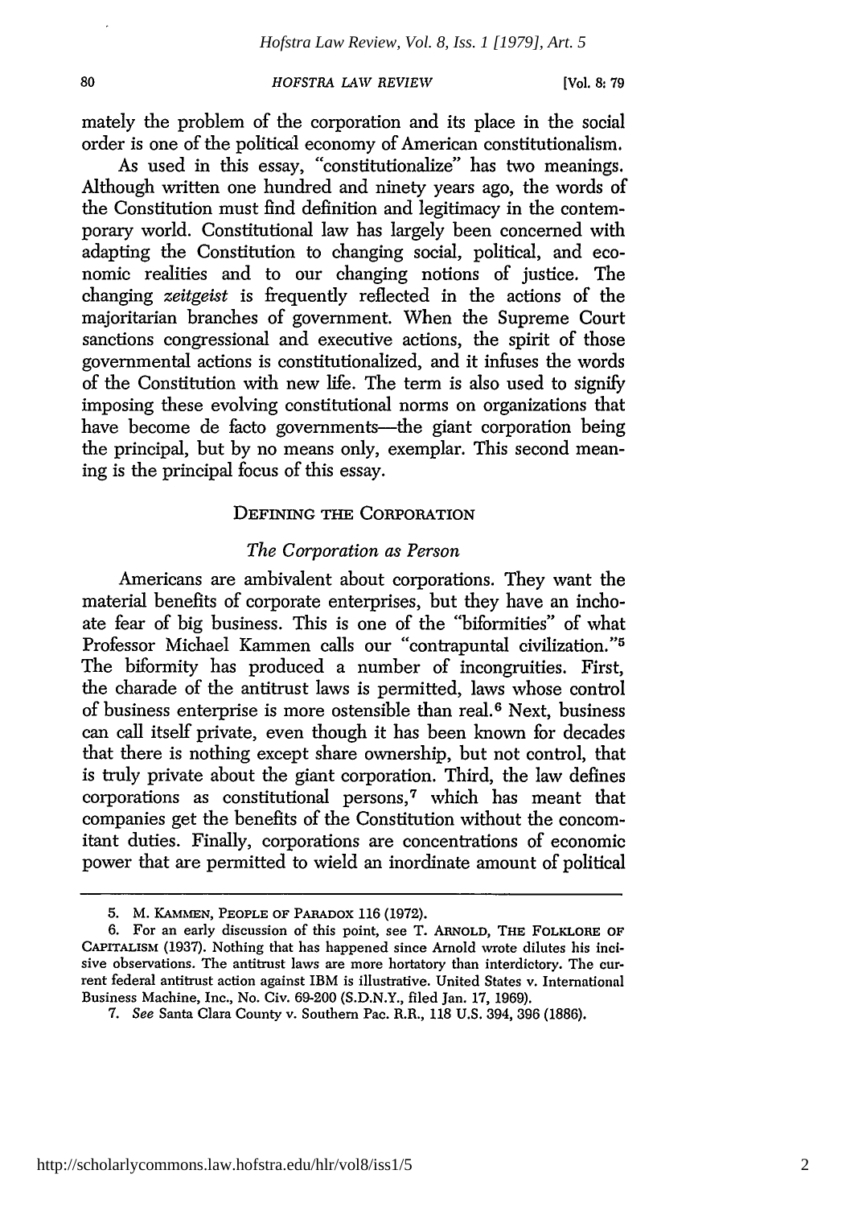mately the problem of the corporation and its place in the social order is one of the political economy of American constitutionalism.

As used in this essay, "constitutionalize" has two meanings. Although written one hundred and ninety years ago, the words of the Constitution must find definition and legitimacy in the contemporary world. Constitutional law has largely been concerned with adapting the Constitution to changing social, political, and economic realities and to our changing notions of justice. The changing *zeitgeist* is frequently reflected in the actions of the majoritarian branches of government. When the Supreme Court sanctions congressional and executive actions, the spirit of those governmental actions is constitutionalized, and it infuses the words of the Constitution with new life. The term is also used to signify imposing these evolving constitutional norms on organizations that have become de facto governments—the giant corporation being the principal, but by no means only, exemplar. This second meaning is the principal focus of this essay.

## Defining the Corporation

### *The Corporation as Person*

Americans are ambivalent about corporations. They want the material benefits of corporate enterprises, but they have an inchoate fear of big business. This is one of the "biformities" of what Professor Michael Kammen calls our "contrapuntal civilization."[5] The biformity has produced a number of incongruities. First, the charade of the antitrust laws is permitted, laws whose control of business enterprise is more ostensible than real.[6] Next, business can call itself private, even though it has been known for decades that there is nothing except share ownership, but not control, that is truly private about the giant corporation. Third, the law defines corporations as constitutional persons,[7] which has meant that companies get the benefits of the Constitution without the concomitant duties. Finally, corporations are concentrations of economic power that are permitted to wield an inordinate amount of political

---

5. M. Kammen, People of Paradox 116 (1972).

6. For an early discussion of this point, see T. Arnold, The Folklore of Capitalism (1937). Nothing that has happened since Arnold wrote dilutes his incisive observations. The antitrust laws are more hortatory than interdictory. The current federal antitrust action against IBM is illustrative. United States v. International Business Machine, Inc., No. Civ. 69-200 (S.D.N.Y., filed Jan. 17, 1969).

7. *See* Santa Clara County v. Southern Pac. R.R., 118 U.S. 394, 396 (1886).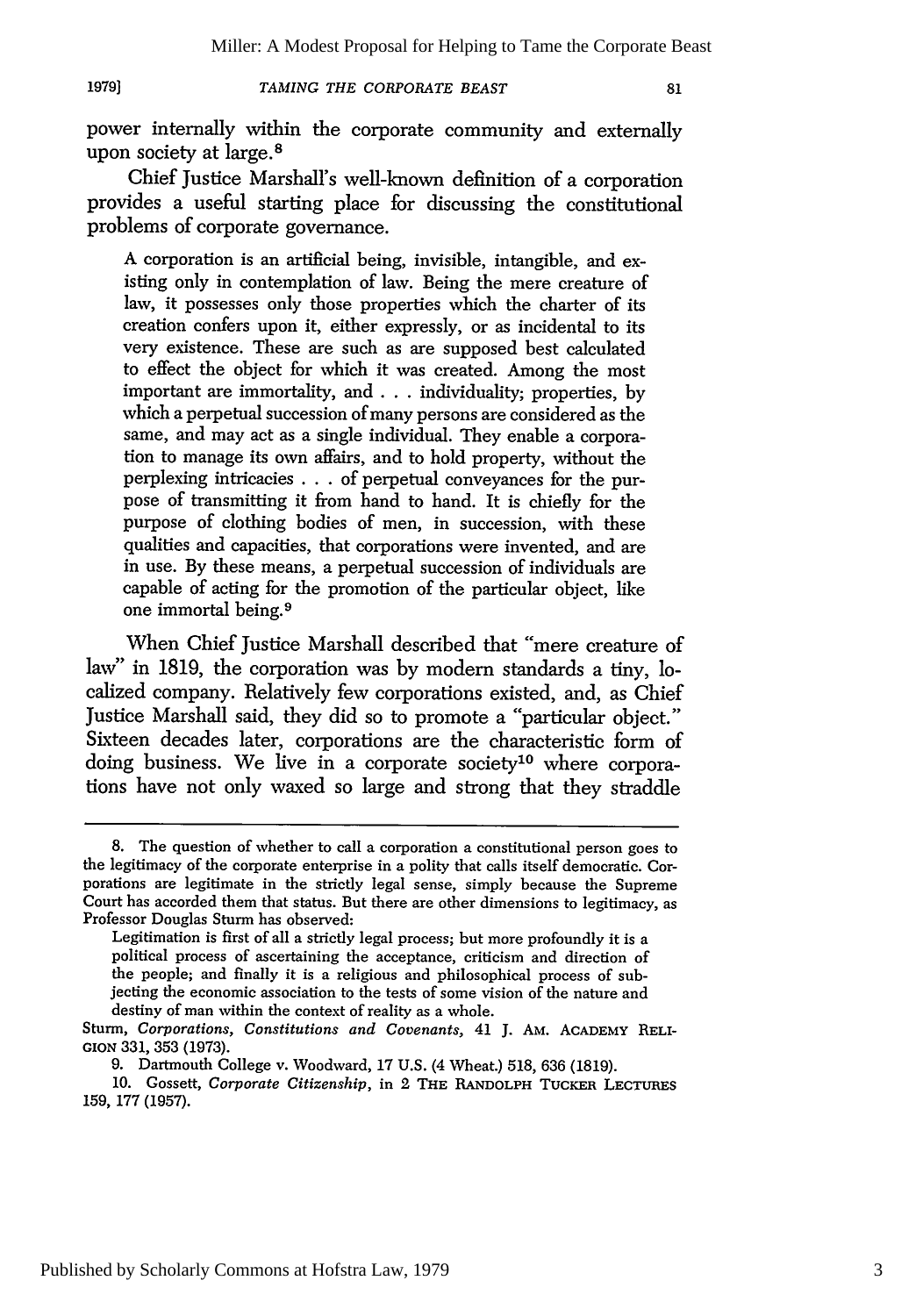power internally within the corporate community and externally upon society at large.[8]

Chief Justice Marshall's well-known definition of a corporation provides a useful starting place for discussing the constitutional problems of corporate governance.

> A corporation is an artificial being, invisible, intangible, and existing only in contemplation of law. Being the mere creature of law, it possesses only those properties which the charter of its creation confers upon it, either expressly, or as incidental to its very existence. These are such as are supposed best calculated to effect the object for which it was created. Among the most important are immortality, and . . . individuality; properties, by which a perpetual succession of many persons are considered as the same, and may act as a single individual. They enable a corporation to manage its own affairs, and to hold property, without the perplexing intricacies . . . of perpetual conveyances for the purpose of transmitting it from hand to hand. It is chiefly for the purpose of clothing bodies of men, in succession, with these qualities and capacities, that corporations were invented, and are in use. By these means, a perpetual succession of individuals are capable of acting for the promotion of the particular object, like one immortal being.[9]

When Chief Justice Marshall described that "mere creature of law" in 1819, the corporation was by modern standards a tiny, localized company. Relatively few corporations existed, and, as Chief Justice Marshall said, they did so to promote a "particular object." Sixteen decades later, corporations are the characteristic form of doing business. We live in a corporate society[10] where corporations have not only waxed so large and strong that they straddle

---

8. The question of whether to call a corporation a constitutional person goes to the legitimacy of the corporate enterprise in a polity that calls itself democratic. Corporations are legitimate in the strictly legal sense, simply because the Supreme Court has accorded them that status. But there are other dimensions to legitimacy, as Professor Douglas Sturm has observed:

> Legitimation is first of all a strictly legal process; but more profoundly it is a political process of ascertaining the acceptance, criticism and direction of the people; and finally it is a religious and philosophical process of subjecting the economic association to the tests of some vision of the nature and destiny of man within the context of reality as a whole.

Sturm, *Corporations, Constitutions and Covenants*, 41 J. AM. ACADEMY RELIGION 331, 353 (1973).

9. Dartmouth College v. Woodward, 17 U.S. (4 Wheat.) 518, 636 (1819).

10. Gossett, *Corporate Citizenship*, in 2 THE RANDOLPH TUCKER LECTURES 159, 177 (1957).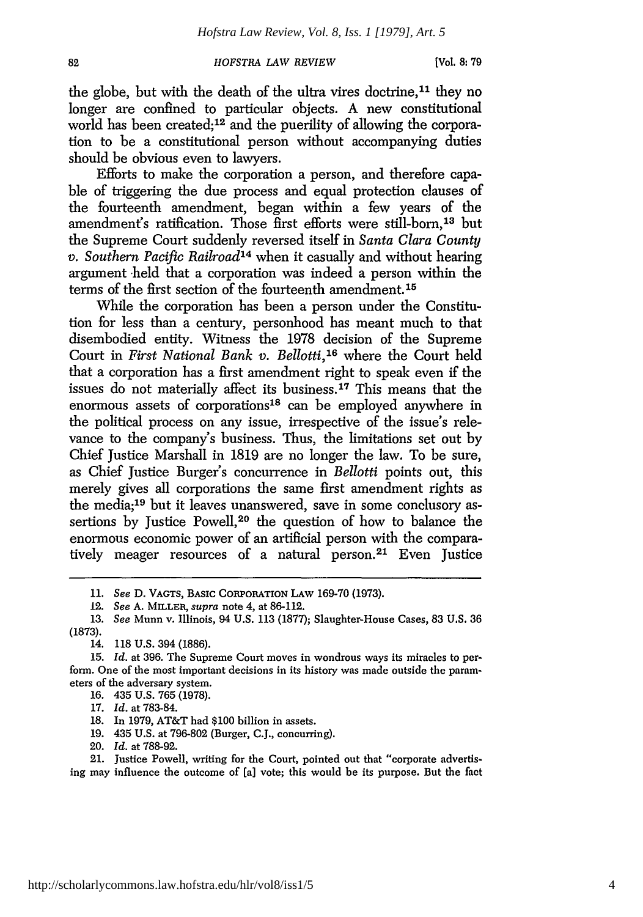the globe, but with the death of the ultra vires doctrine,[11] they no longer are confined to particular objects. A new constitutional world has been created;[12] and the puerility of allowing the corporation to be a constitutional person without accompanying duties should be obvious even to lawyers.

Efforts to make the corporation a person, and therefore capable of triggering the due process and equal protection clauses of the fourteenth amendment, began within a few years of the amendment's ratification. Those first efforts were still-born,[13] but the Supreme Court suddenly reversed itself in *Santa Clara County v. Southern Pacific Railroad*[14] when it casually and without hearing argument held that a corporation was indeed a person within the terms of the first section of the fourteenth amendment.[15]

While the corporation has been a person under the Constitution for less than a century, personhood has meant much to that disembodied entity. Witness the 1978 decision of the Supreme Court in *First National Bank v. Bellotti*,[16] where the Court held that a corporation has a first amendment right to speak even if the issues do not materially affect its business.[17] This means that the enormous assets of corporations[18] can be employed anywhere in the political process on any issue, irrespective of the issue's relevance to the company's business. Thus, the limitations set out by Chief Justice Marshall in 1819 are no longer the law. To be sure, as Chief Justice Burger's concurrence in *Bellotti* points out, this merely gives all corporations the same first amendment rights as the media;[19] but it leaves unanswered, save in some conclusory assertions by Justice Powell,[20] the question of how to balance the enormous economic power of an artificial person with the comparatively meager resources of a natural person.[21] Even Justice

---

11. *See* D. VAGTS, BASIC CORPORATION LAW 169-70 (1973).

12. *See* A. MILLER, *supra* note 4, at 86-112.

13. *See* Munn v. Illinois, 94 U.S. 113 (1877); Slaughter-House Cases, 83 U.S. 36 (1873).

14. 118 U.S. 394 (1886).

15. *Id.* at 396. The Supreme Court moves in wondrous ways its miracles to perform. One of the most important decisions in its history was made outside the parameters of the adversary system.

16. 435 U.S. 765 (1978).

17. *Id.* at 783-84.

18. In 1979, AT&T had $100 billion in assets.

19. 435 U.S. at 796-802 (Burger, C.J., concurring).

20. *Id.* at 788-92.

21. Justice Powell, writing for the Court, pointed out that "corporate advertising may influence the outcome of [a] vote; this would be its purpose. But the fact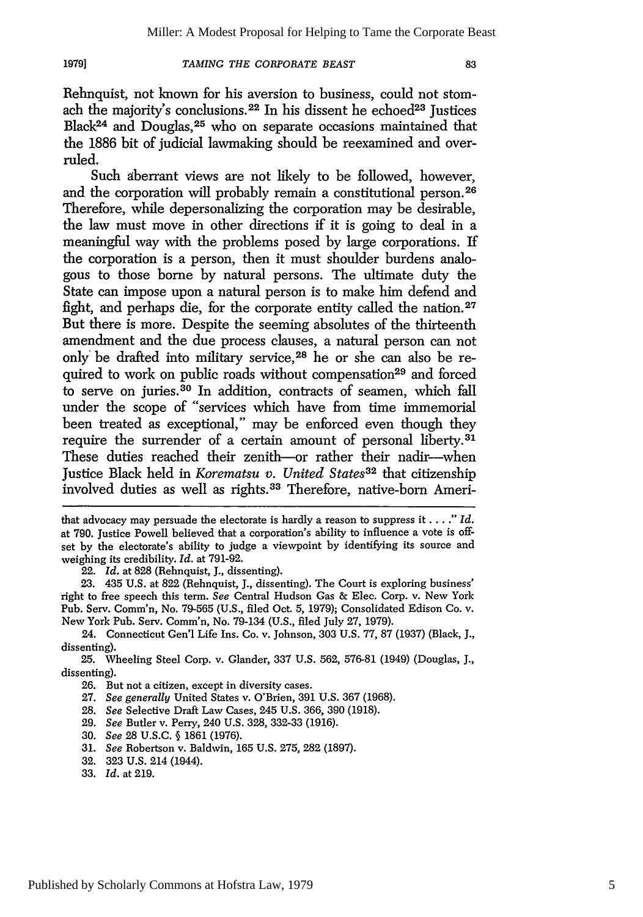Rehnquist, not known for his aversion to business, could not stomach the majority's conclusions.[22] In his dissent he echoed[23] Justices Black[24] and Douglas,[25] who on separate occasions maintained that the 1886 bit of judicial lawmaking should be reexamined and overruled.

Such aberrant views are not likely to be followed, however, and the corporation will probably remain a constitutional person.[26] Therefore, while depersonalizing the corporation may be desirable, the law must move in other directions if it is going to deal in a meaningful way with the problems posed by large corporations. If the corporation is a person, then it must shoulder burdens analogous to those borne by natural persons. The ultimate duty the State can impose upon a natural person is to make him defend and fight, and perhaps die, for the corporate entity called the nation.[27] But there is more. Despite the seeming absolutes of the thirteenth amendment and the due process clauses, a natural person can not only be drafted into military service,[28] he or she can also be required to work on public roads without compensation[29] and forced to serve on juries.[30] In addition, contracts of seamen, which fall under the scope of "services which have from time immemorial been treated as exceptional," may be enforced even though they require the surrender of a certain amount of personal liberty.[31] These duties reached their zenith—or rather their nadir—when Justice Black held in *Korematsu v. United States*[32] that citizenship involved duties as well as rights.[33] Therefore, native-born Ameri-

---

that advocacy may persuade the electorate is hardly a reason to suppress it . . . ." *Id.* at 790. Justice Powell believed that a corporation's ability to influence a vote is offset by the electorate's ability to judge a viewpoint by identifying its source and weighing its credibility. *Id.* at 791-92.

22. *Id.* at 828 (Rehnquist, J., dissenting).

23. 435 U.S. at 822 (Rehnquist, J., dissenting). The Court is exploring business' right to free speech this term. *See* Central Hudson Gas & Elec. Corp. v. New York Pub. Serv. Comm'n, No. 79-565 (U.S., filed Oct. 5, 1979); Consolidated Edison Co. v. New York Pub. Serv. Comm'n, No. 79-134 (U.S., filed July 27, 1979).

24. Connecticut Gen'l Life Ins. Co. v. Johnson, 303 U.S. 77, 87 (1937) (Black, J., dissenting).

25. Wheeling Steel Corp. v. Glander, 337 U.S. 562, 576-81 (1949) (Douglas, J., dissenting).

26. But not a citizen, except in diversity cases.

27. *See generally* United States v. O'Brien, 391 U.S. 367 (1968).

28. *See* Selective Draft Law Cases, 245 U.S. 366, 390 (1918).

29. *See* Butler v. Perry, 240 U.S. 328, 332-33 (1916).

30. *See* 28 U.S.C. § 1861 (1976).

31. *See* Robertson v. Baldwin, 165 U.S. 275, 282 (1897).

32. 323 U.S. 214 (1944).

33. *Id.* at 219.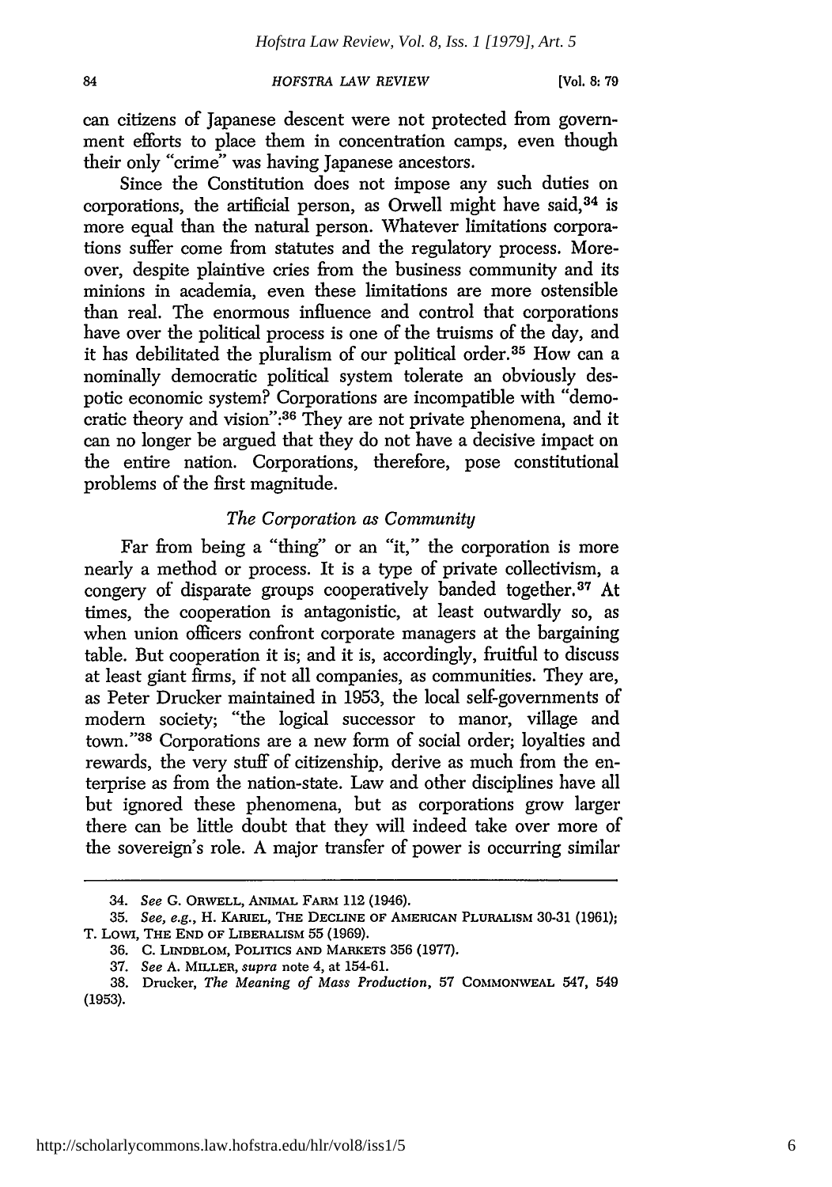can citizens of Japanese descent were not protected from government efforts to place them in concentration camps, even though their only "crime" was having Japanese ancestors.

Since the Constitution does not impose any such duties on corporations, the artificial person, as Orwell might have said,[34] is more equal than the natural person. Whatever limitations corporations suffer come from statutes and the regulatory process. Moreover, despite plaintive cries from the business community and its minions in academia, even these limitations are more ostensible than real. The enormous influence and control that corporations have over the political process is one of the truisms of the day, and it has debilitated the pluralism of our political order.[35] How can a nominally democratic political system tolerate an obviously despotic economic system? Corporations are incompatible with "democratic theory and vision":[36] They are not private phenomena, and it can no longer be argued that they do not have a decisive impact on the entire nation. Corporations, therefore, pose constitutional problems of the first magnitude.

### *The Corporation as Community*

Far from being a "thing" or an "it," the corporation is more nearly a method or process. It is a type of private collectivism, a congery of disparate groups cooperatively banded together.[37] At times, the cooperation is antagonistic, at least outwardly so, as when union officers confront corporate managers at the bargaining table. But cooperation it is; and it is, accordingly, fruitful to discuss at least giant firms, if not all companies, as communities. They are, as Peter Drucker maintained in 1953, the local self-governments of modern society; "the logical successor to manor, village and town."[38] Corporations are a new form of social order; loyalties and rewards, the very stuff of citizenship, derive as much from the enterprise as from the nation-state. Law and other disciplines have all but ignored these phenomena, but as corporations grow larger there can be little doubt that they will indeed take over more of the sovereign's role. A major transfer of power is occurring similar

---

34. *See* G. ORWELL, ANIMAL FARM 112 (1946).

35. *See, e.g.*, H. KARIEL, THE DECLINE OF AMERICAN PLURALISM 30-31 (1961); T. LOWI, THE END OF LIBERALISM 55 (1969).

36. C. LINDBLOM, POLITICS AND MARKETS 356 (1977).

37. *See* A. MILLER, *supra* note 4, at 154-61.

38. Drucker, *The Meaning of Mass Production*, 57 COMMONWEAL 547, 549 (1953).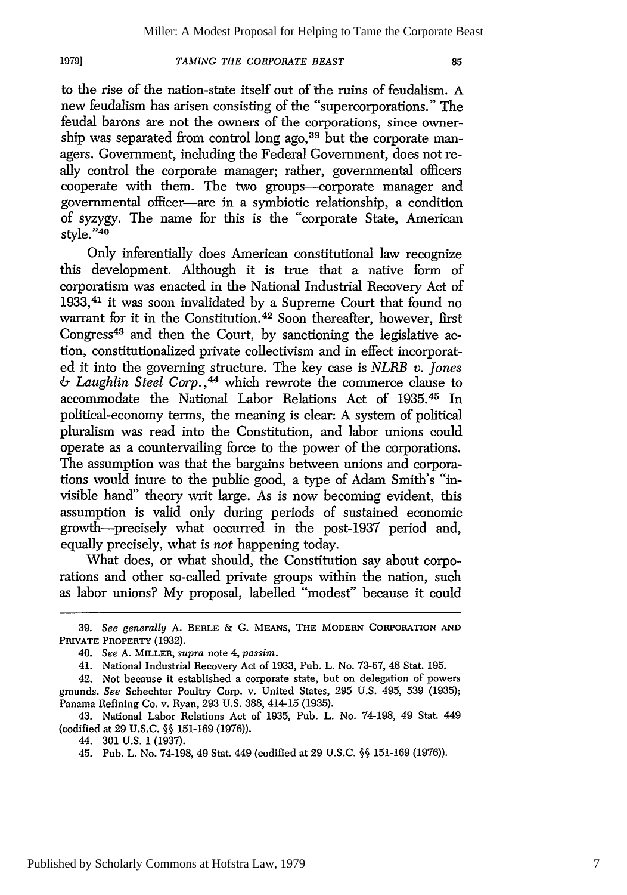to the rise of the nation-state itself out of the ruins of feudalism. A new feudalism has arisen consisting of the "supercorporations." The feudal barons are not the owners of the corporations, since ownership was separated from control long ago,[39] but the corporate managers. Government, including the Federal Government, does not really control the corporate manager; rather, governmental officers cooperate with them. The two groups—corporate manager and governmental officer—are in a symbiotic relationship, a condition of syzygy. The name for this is the "corporate State, American style."[40]

Only inferentially does American constitutional law recognize this development. Although it is true that a native form of corporatism was enacted in the National Industrial Recovery Act of 1933,[41] it was soon invalidated by a Supreme Court that found no warrant for it in the Constitution.[42] Soon thereafter, however, first Congress[43] and then the Court, by sanctioning the legislative action, constitutionalized private collectivism and in effect incorporated it into the governing structure. The key case is *NLRB v. Jones & Laughlin Steel Corp.*,[44] which rewrote the commerce clause to accommodate the National Labor Relations Act of 1935.[45] In political-economy terms, the meaning is clear: A system of political pluralism was read into the Constitution, and labor unions could operate as a countervailing force to the power of the corporations. The assumption was that the bargains between unions and corporations would inure to the public good, a type of Adam Smith's "invisible hand" theory writ large. As is now becoming evident, this assumption is valid only during periods of sustained economic growth—precisely what occurred in the post-1937 period and, equally precisely, what is *not* happening today.

What does, or what should, the Constitution say about corporations and other so-called private groups within the nation, such as labor unions? My proposal, labelled "modest" because it could

---

39. *See generally* A. BERLE & G. MEANS, THE MODERN CORPORATION AND PRIVATE PROPERTY (1932).

40. *See* A. MILLER, *supra* note 4, *passim*.

41. National Industrial Recovery Act of 1933, Pub. L. No. 73-67, 48 Stat. 195.

42. Not because it established a corporate state, but on delegation of powers grounds. *See* Schechter Poultry Corp. v. United States, 295 U.S. 495, 539 (1935); Panama Refining Co. v. Ryan, 293 U.S. 388, 414-15 (1935).

43. National Labor Relations Act of 1935, Pub. L. No. 74-198, 49 Stat. 449 (codified at 29 U.S.C. §§ 151-169 (1976)).

44. 301 U.S. 1 (1937).

45. Pub. L. No. 74-198, 49 Stat. 449 (codified at 29 U.S.C. §§ 151-169 (1976)).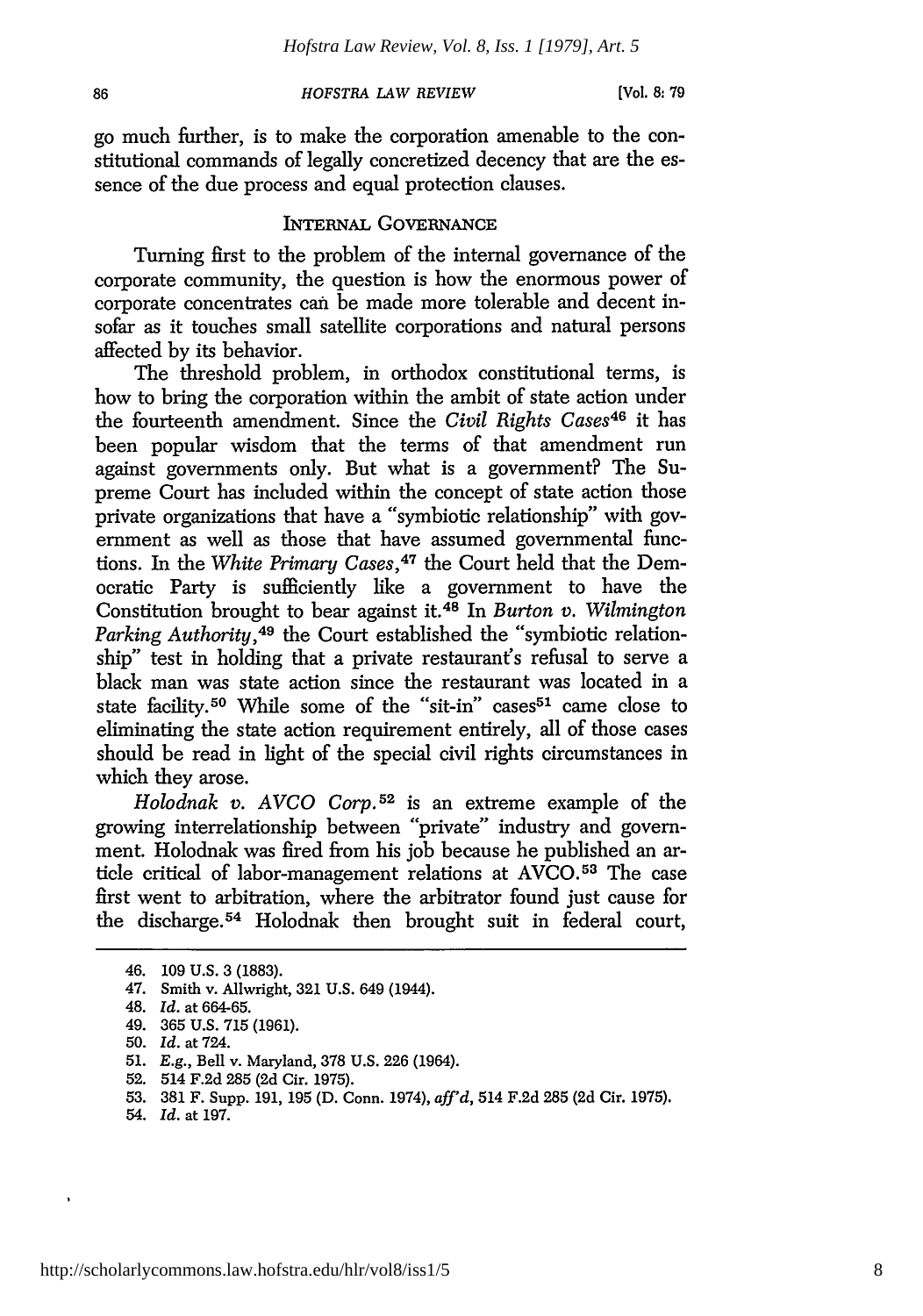go much further, is to make the corporation amenable to the constitutional commands of legally concretized decency that are the essence of the due process and equal protection clauses.

## INTERNAL GOVERNANCE

Turning first to the problem of the internal governance of the corporate community, the question is how the enormous power of corporate concentrates can be made more tolerable and decent insofar as it touches small satellite corporations and natural persons affected by its behavior.

The threshold problem, in orthodox constitutional terms, is how to bring the corporation within the ambit of state action under the fourteenth amendment. Since the *Civil Rights Cases*[46] it has been popular wisdom that the terms of that amendment run against governments only. But what is a government? The Supreme Court has included within the concept of state action those private organizations that have a "symbiotic relationship" with government as well as those that have assumed governmental functions. In the *White Primary Cases*,[47] the Court held that the Democratic Party is sufficiently like a government to have the Constitution brought to bear against it.[48] In *Burton v. Wilmington Parking Authority*,[49] the Court established the "symbiotic relationship" test in holding that a private restaurant's refusal to serve a black man was state action since the restaurant was located in a state facility.[50] While some of the "sit-in" cases[51] came close to eliminating the state action requirement entirely, all of those cases should be read in light of the special civil rights circumstances in which they arose.

*Holodnak v. AVCO Corp.*[52] is an extreme example of the growing interrelationship between "private" industry and government. Holodnak was fired from his job because he published an article critical of labor-management relations at AVCO.[53] The case first went to arbitration, where the arbitrator found just cause for the discharge.[54] Holodnak then brought suit in federal court,

---

46. 109 U.S. 3 (1883).
47. Smith v. Allwright, 321 U.S. 649 (1944).
48. *Id.* at 664-65.
49. 365 U.S. 715 (1961).
50. *Id.* at 724.
51. *E.g.*, Bell v. Maryland, 378 U.S. 226 (1964).
52. 514 F.2d 285 (2d Cir. 1975).
53. 381 F. Supp. 191, 195 (D. Conn. 1974), *aff'd*, 514 F.2d 285 (2d Cir. 1975).
54. *Id.* at 197.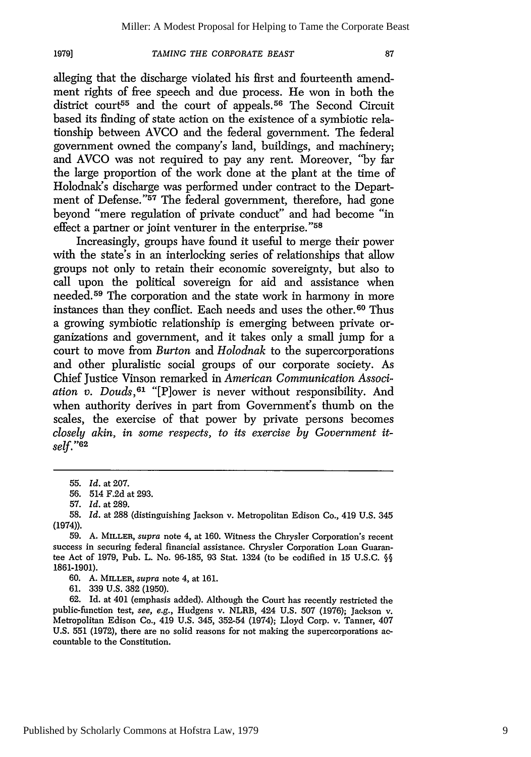alleging that the discharge violated his first and fourteenth amendment rights of free speech and due process. He won in both the district court[55] and the court of appeals.[56] The Second Circuit based its finding of state action on the existence of a symbiotic relationship between AVCO and the federal government. The federal government owned the company's land, buildings, and machinery; and AVCO was not required to pay any rent. Moreover, "by far the large proportion of the work done at the plant at the time of Holodnak's discharge was performed under contract to the Department of Defense."[57] The federal government, therefore, had gone beyond "mere regulation of private conduct" and had become "in effect a partner or joint venturer in the enterprise."[58]

Increasingly, groups have found it useful to merge their power with the state's in an interlocking series of relationships that allow groups not only to retain their economic sovereignty, but also to call upon the political sovereign for aid and assistance when needed.[59] The corporation and the state work in harmony in more instances than they conflict. Each needs and uses the other.[60] Thus a growing symbiotic relationship is emerging between private organizations and government, and it takes only a small jump for a court to move from *Burton* and *Holodnak* to the supercorporations and other pluralistic social groups of our corporate society. As Chief Justice Vinson remarked in *American Communication Association v. Douds*,[61] "[P]ower is never without responsibility. And when authority derives in part from Government's thumb on the scales, the exercise of that power by private persons becomes *closely akin, in some respects, to its exercise by Government itself*."[62]

---

55. *Id.* at 207.

56. 514 F.2d at 293.

57. *Id.* at 289.

58. *Id.* at 288 (distinguishing Jackson v. Metropolitan Edison Co., 419 U.S. 345 (1974)).

59. A. MILLER, *supra* note 4, at 160. Witness the Chrysler Corporation's recent success in securing federal financial assistance. Chrysler Corporation Loan Guarantee Act of 1979, Pub. L. No. 96-185, 93 Stat. 1324 (to be codified in 15 U.S.C. §§ 1861-1901).

60. A. MILLER, *supra* note 4, at 161.

61. 339 U.S. 382 (1950).

62. Id. at 401 (emphasis added). Although the Court has recently restricted the public-function test, *see, e.g.*, Hudgens v. NLRB, 424 U.S. 507 (1976); Jackson v. Metropolitan Edison Co., 419 U.S. 345, 352-54 (1974); Lloyd Corp. v. Tanner, 407 U.S. 551 (1972), there are no solid reasons for not making the supercorporations accountable to the Constitution.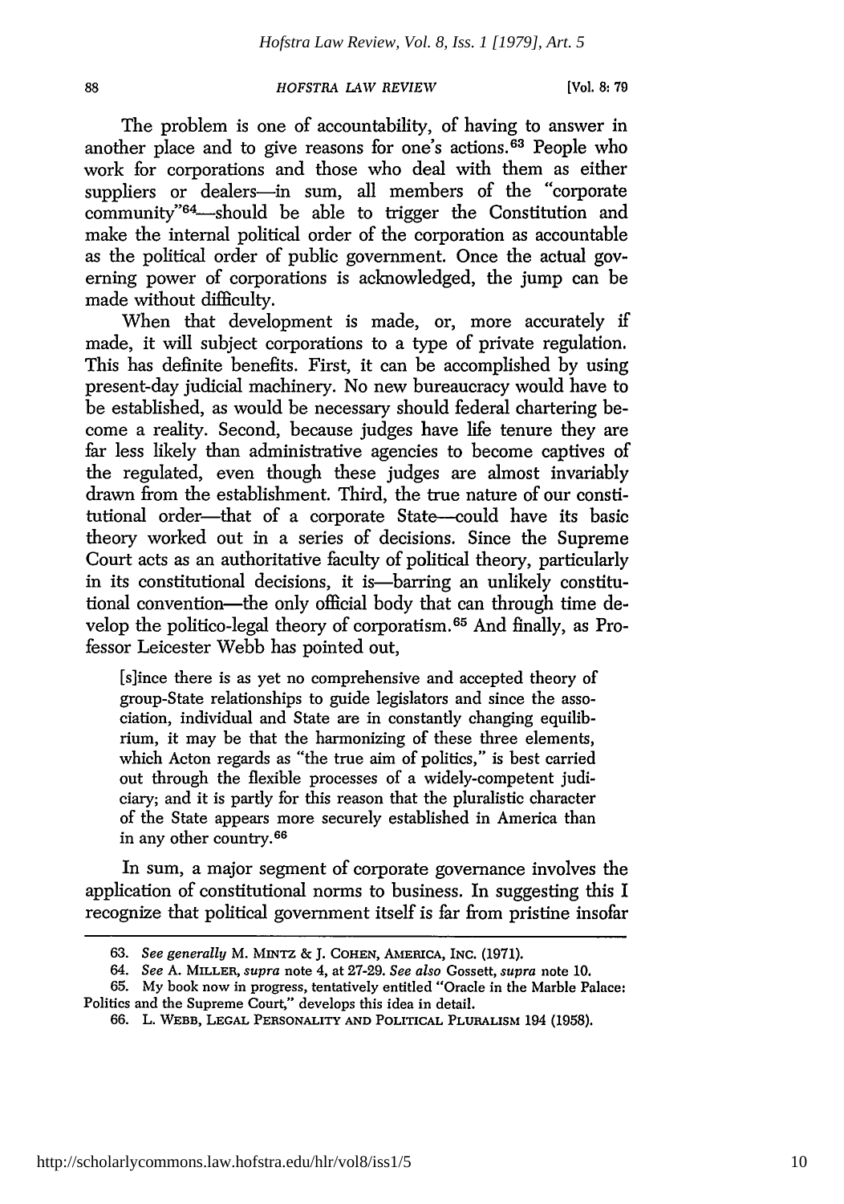The problem is one of accountability, of having to answer in another place and to give reasons for one's actions.[63] People who work for corporations and those who deal with them as either suppliers or dealers—in sum, all members of the "corporate community"[64]—should be able to trigger the Constitution and make the internal political order of the corporation as accountable as the political order of public government. Once the actual governing power of corporations is acknowledged, the jump can be made without difficulty.

When that development is made, or, more accurately if made, it will subject corporations to a type of private regulation. This has definite benefits. First, it can be accomplished by using present-day judicial machinery. No new bureaucracy would have to be established, as would be necessary should federal chartering become a reality. Second, because judges have life tenure they are far less likely than administrative agencies to become captives of the regulated, even though these judges are almost invariably drawn from the establishment. Third, the true nature of our constitutional order—that of a corporate State—could have its basic theory worked out in a series of decisions. Since the Supreme Court acts as an authoritative faculty of political theory, particularly in its constitutional decisions, it is—barring an unlikely constitutional convention—the only official body that can through time develop the politico-legal theory of corporatism.[65] And finally, as Professor Leicester Webb has pointed out,

> [s]ince there is as yet no comprehensive and accepted theory of group-State relationships to guide legislators and since the association, individual and State are in constantly changing equilibrium, it may be that the harmonizing of these three elements, which Acton regards as "the true aim of politics," is best carried out through the flexible processes of a widely-competent judiciary; and it is partly for this reason that the pluralistic character of the State appears more securely established in America than in any other country.[66]

In sum, a major segment of corporate governance involves the application of constitutional norms to business. In suggesting this I recognize that political government itself is far from pristine insofar

---

63. *See generally* M. MINTZ & J. COHEN, AMERICA, INC. (1971).

64. *See* A. MILLER, *supra* note 4, at 27-29. *See also* Gossett, *supra* note 10.

65. My book now in progress, tentatively entitled "Oracle in the Marble Palace: Politics and the Supreme Court," develops this idea in detail.

66. L. WEBB, LEGAL PERSONALITY AND POLITICAL PLURALISM 194 (1958).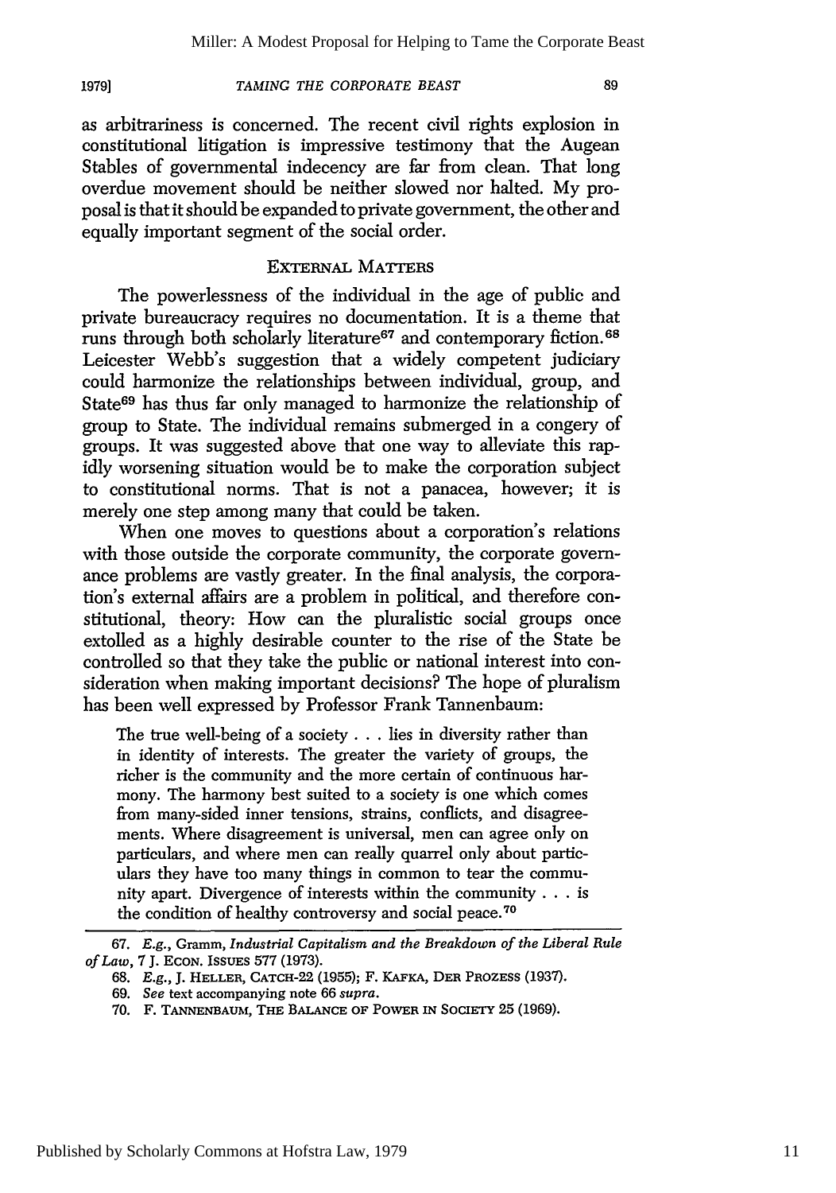as arbitrariness is concerned. The recent civil rights explosion in constitutional litigation is impressive testimony that the Augean Stables of governmental indecency are far from clean. That long overdue movement should be neither slowed nor halted. My proposal is that it should be expanded to private government, the other and equally important segment of the social order.

## EXTERNAL MATTERS

The powerlessness of the individual in the age of public and private bureaucracy requires no documentation. It is a theme that runs through both scholarly literature[67] and contemporary fiction.[68] Leicester Webb's suggestion that a widely competent judiciary could harmonize the relationships between individual, group, and State[69] has thus far only managed to harmonize the relationship of group to State. The individual remains submerged in a congery of groups. It was suggested above that one way to alleviate this rapidly worsening situation would be to make the corporation subject to constitutional norms. That is not a panacea, however; it is merely one step among many that could be taken.

When one moves to questions about a corporation's relations with those outside the corporate community, the corporate governance problems are vastly greater. In the final analysis, the corporation's external affairs are a problem in political, and therefore constitutional, theory: How can the pluralistic social groups once extolled as a highly desirable counter to the rise of the State be controlled so that they take the public or national interest into consideration when making important decisions? The hope of pluralism has been well expressed by Professor Frank Tannenbaum:

> The true well-being of a society . . . lies in diversity rather than in identity of interests. The greater the variety of groups, the richer is the community and the more certain of continuous harmony. The harmony best suited to a society is one which comes from many-sided inner tensions, strains, conflicts, and disagreements. Where disagreement is universal, men can agree only on particulars, and where men can really quarrel only about particulars they have too many things in common to tear the community apart. Divergence of interests within the community . . . is the condition of healthy controversy and social peace.[70]

---

67. *E.g.*, Gramm, *Industrial Capitalism and the Breakdown of the Liberal Rule of Law*, 7 J. ECON. ISSUES 577 (1973).

68. *E.g.*, J. HELLER, CATCH-22 (1955); F. KAFKA, DER PROZESS (1937).

69. *See* text accompanying note 66 *supra*.

70. F. TANNENBAUM, THE BALANCE OF POWER IN SOCIETY 25 (1969).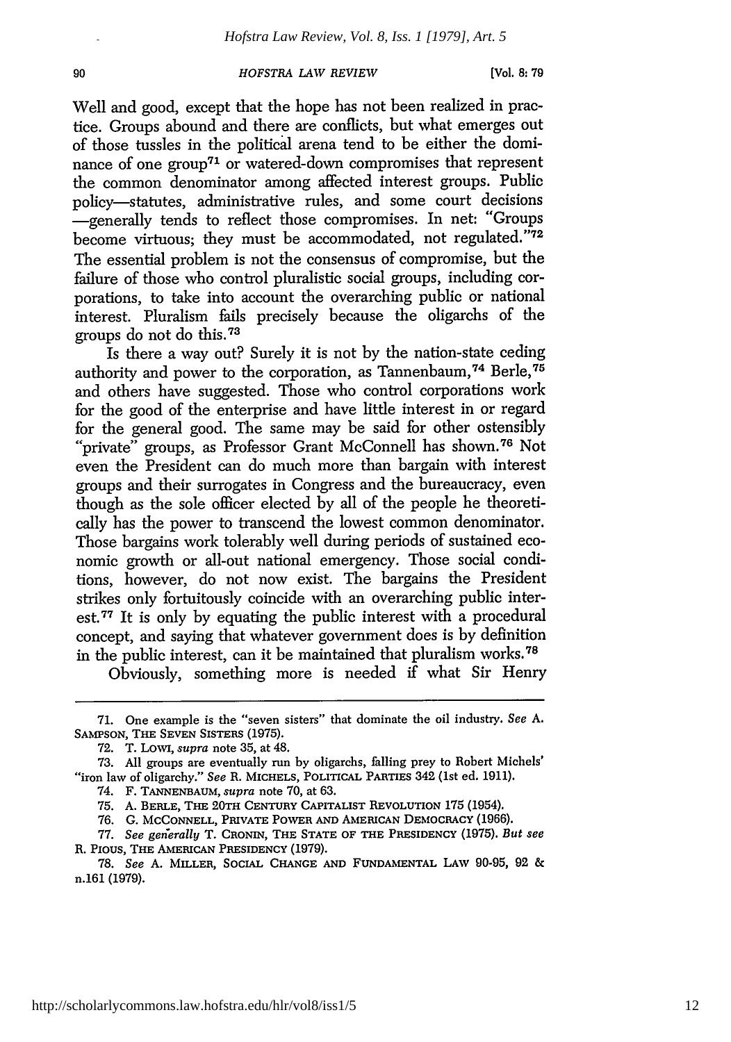Well and good, except that the hope has not been realized in practice. Groups abound and there are conflicts, but what emerges out of those tussles in the political arena tend to be either the dominance of one group[71] or watered-down compromises that represent the common denominator among affected interest groups. Public policy—statutes, administrative rules, and some court decisions—generally tends to reflect those compromises. In net: "Groups become virtuous; they must be accommodated, not regulated."[72] The essential problem is not the consensus of compromise, but the failure of those who control pluralistic social groups, including corporations, to take into account the overarching public or national interest. Pluralism fails precisely because the oligarchs of the groups do not do this.[73]

Is there a way out? Surely it is not by the nation-state ceding authority and power to the corporation, as Tannenbaum,[74] Berle,[75] and others have suggested. Those who control corporations work for the good of the enterprise and have little interest in or regard for the general good. The same may be said for other ostensibly "private" groups, as Professor Grant McConnell has shown.[76] Not even the President can do much more than bargain with interest groups and their surrogates in Congress and the bureaucracy, even though as the sole officer elected by all of the people he theoretically has the power to transcend the lowest common denominator. Those bargains work tolerably well during periods of sustained economic growth or all-out national emergency. Those social conditions, however, do not now exist. The bargains the President strikes only fortuitously coincide with an overarching public interest.[77] It is only by equating the public interest with a procedural concept, and saying that whatever government does is by definition in the public interest, can it be maintained that pluralism works.[78]

Obviously, something more is needed if what Sir Henry

---

71. One example is the "seven sisters" that dominate the oil industry. *See* A. SAMPSON, THE SEVEN SISTERS (1975).

72. T. LOWI, *supra* note 35, at 48.

73. All groups are eventually run by oligarchs, falling prey to Robert Michels' "iron law of oligarchy." *See* R. MICHELS, POLITICAL PARTIES 342 (1st ed. 1911).

74. F. TANNENBAUM, *supra* note 70, at 63.

75. A. BERLE, THE 20TH CENTURY CAPITALIST REVOLUTION 175 (1954).

76. G. MCCONNELL, PRIVATE POWER AND AMERICAN DEMOCRACY (1966).

77. *See generally* T. CRONIN, THE STATE OF THE PRESIDENCY (1975). *But see* R. PIOUS, THE AMERICAN PRESIDENCY (1979).

78. *See* A. MILLER, SOCIAL CHANGE AND FUNDAMENTAL LAW 90-95, 92 & n.161 (1979).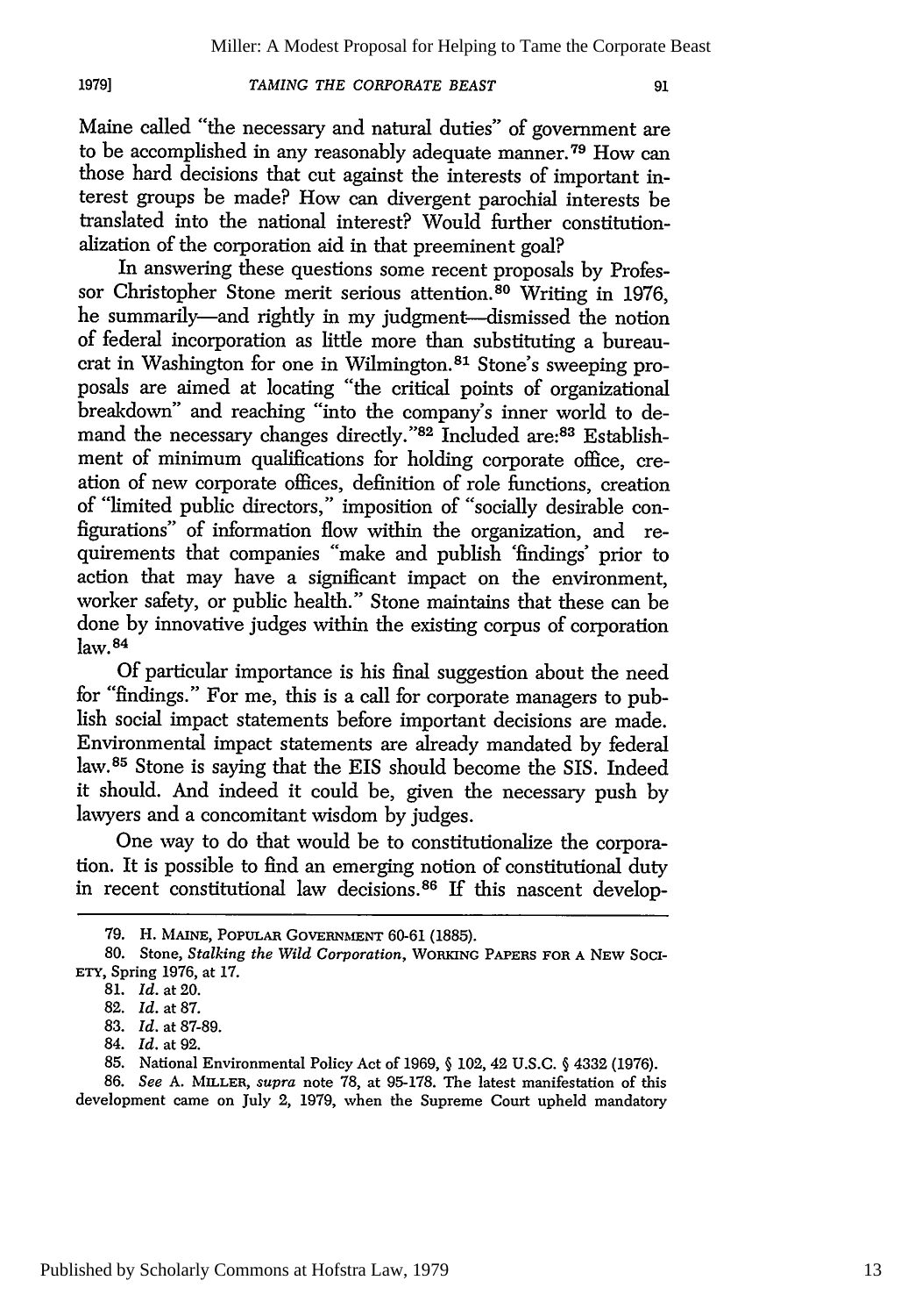Maine called "the necessary and natural duties" of government are to be accomplished in any reasonably adequate manner.[79] How can those hard decisions that cut against the interests of important interest groups be made? How can divergent parochial interests be translated into the national interest? Would further constitutionalization of the corporation aid in that preeminent goal?

In answering these questions some recent proposals by Professor Christopher Stone merit serious attention.[80] Writing in 1976, he summarily—and rightly in my judgment—dismissed the notion of federal incorporation as little more than substituting a bureaucrat in Washington for one in Wilmington.[81] Stone's sweeping proposals are aimed at locating "the critical points of organizational breakdown" and reaching "into the company's inner world to demand the necessary changes directly."[82] Included are:[83] Establishment of minimum qualifications for holding corporate office, creation of new corporate offices, definition of role functions, creation of "limited public directors," imposition of "socially desirable configurations" of information flow within the organization, and requirements that companies "make and publish 'findings' prior to action that may have a significant impact on the environment, worker safety, or public health." Stone maintains that these can be done by innovative judges within the existing corpus of corporation law.[84]

Of particular importance is his final suggestion about the need for "findings." For me, this is a call for corporate managers to publish social impact statements before important decisions are made. Environmental impact statements are already mandated by federal law.[85] Stone is saying that the EIS should become the SIS. Indeed it should. And indeed it could be, given the necessary push by lawyers and a concomitant wisdom by judges.

One way to do that would be to constitutionalize the corporation. It is possible to find an emerging notion of constitutional duty in recent constitutional law decisions.[86] If this nascent develop-

---

79. H. MAINE, POPULAR GOVERNMENT 60-61 (1885).

80. Stone, *Stalking the Wild Corporation*, WORKING PAPERS FOR A NEW SOCIETY, Spring 1976, at 17.

81. *Id.* at 20.

82. *Id.* at 87.

83. *Id.* at 87-89.

84. *Id.* at 92.

85. National Environmental Policy Act of 1969, § 102, 42 U.S.C. § 4332 (1976).

86. *See* A. MILLER, *supra* note 78, at 95-178. The latest manifestation of this development came on July 2, 1979, when the Supreme Court upheld mandatory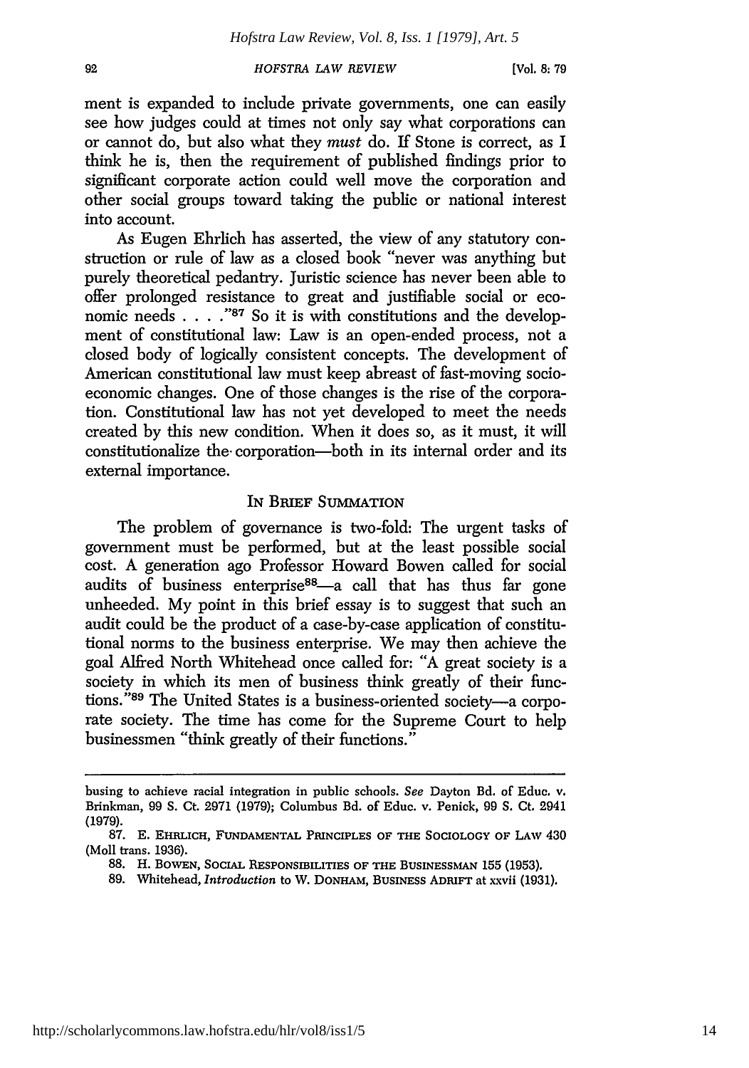ment is expanded to include private governments, one can easily see how judges could at times not only say what corporations can or cannot do, but also what they *must* do. If Stone is correct, as I think he is, then the requirement of published findings prior to significant corporate action could well move the corporation and other social groups toward taking the public or national interest into account.

As Eugen Ehrlich has asserted, the view of any statutory construction or rule of law as a closed book "never was anything but purely theoretical pedantry. Juristic science has never been able to offer prolonged resistance to great and justifiable social or economic needs . . . ."[87] So it is with constitutions and the development of constitutional law: Law is an open-ended process, not a closed body of logically consistent concepts. The development of American constitutional law must keep abreast of fast-moving socioeconomic changes. One of those changes is the rise of the corporation. Constitutional law has not yet developed to meet the needs created by this new condition. When it does so, as it must, it will constitutionalize the corporation—both in its internal order and its external importance.

## IN BRIEF SUMMATION

The problem of governance is two-fold: The urgent tasks of government must be performed, but at the least possible social cost. A generation ago Professor Howard Bowen called for social audits of business enterprise[88]—a call that has thus far gone unheeded. My point in this brief essay is to suggest that such an audit could be the product of a case-by-case application of constitutional norms to the business enterprise. We may then achieve the goal Alfred North Whitehead once called for: "A great society is a society in which its men of business think greatly of their functions."[89] The United States is a business-oriented society—a corporate society. The time has come for the Supreme Court to help businessmen "think greatly of their functions."

---

busing to achieve racial integration in public schools. *See* Dayton Bd. of Educ. v. Brinkman, 99 S. Ct. 2971 (1979); Columbus Bd. of Educ. v. Penick, 99 S. Ct. 2941 (1979).

87. E. EHRLICH, FUNDAMENTAL PRINCIPLES OF THE SOCIOLOGY OF LAW 430 (Moll trans. 1936).

88. H. BOWEN, SOCIAL RESPONSIBILITIES OF THE BUSINESSMAN 155 (1953).

89. Whitehead, *Introduction* to W. DONHAM, BUSINESS ADRIFT at xxvii (1931).